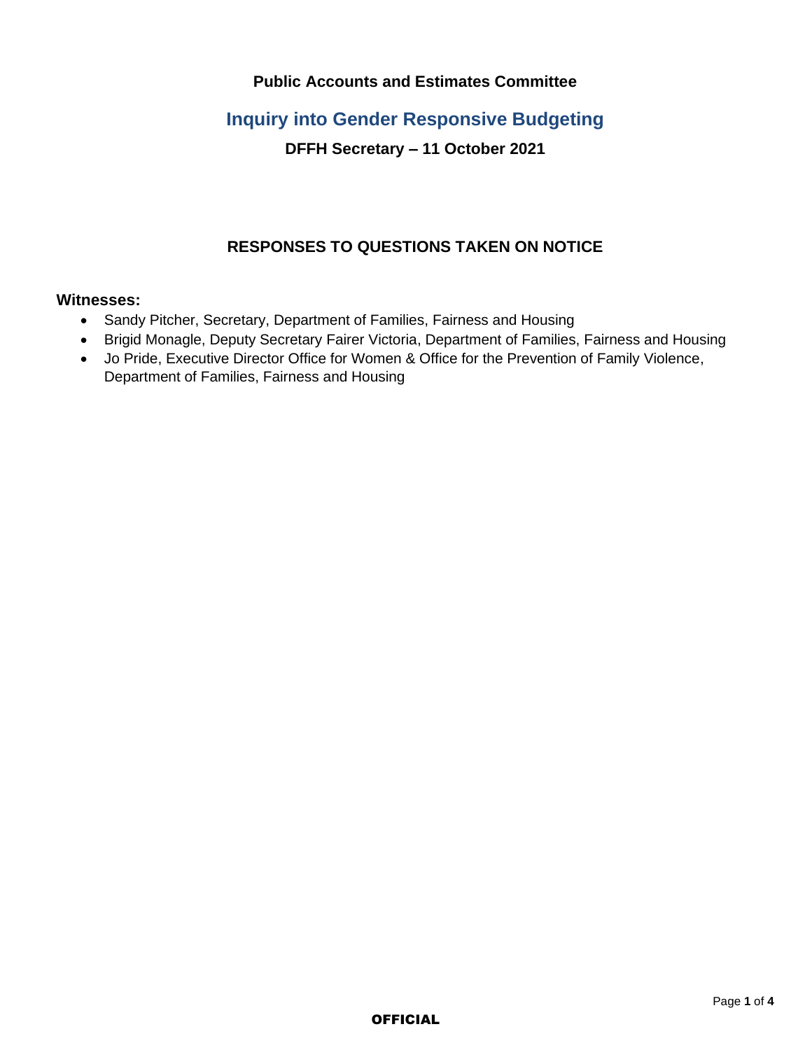**Public Accounts and Estimates Committee**

# Inquiry into Gender Responsive Budgeting

**DFFH Secretary – 11 October 2021**

## RESPONSES TO QUESTIONS TAKEN ON NOTICE

**Witnesses:**

- Sandy Pitcher, Secretary, Department of Families, Fairness and Housing
- Brigid Monagle, Deputy Secretary Fairer Victoria, Department of Families, Fairness and Housing
- Jo Pride, Executive Director Office for Women & Office for the Prevention of Family Violence, Department of Families, Fairness and Housing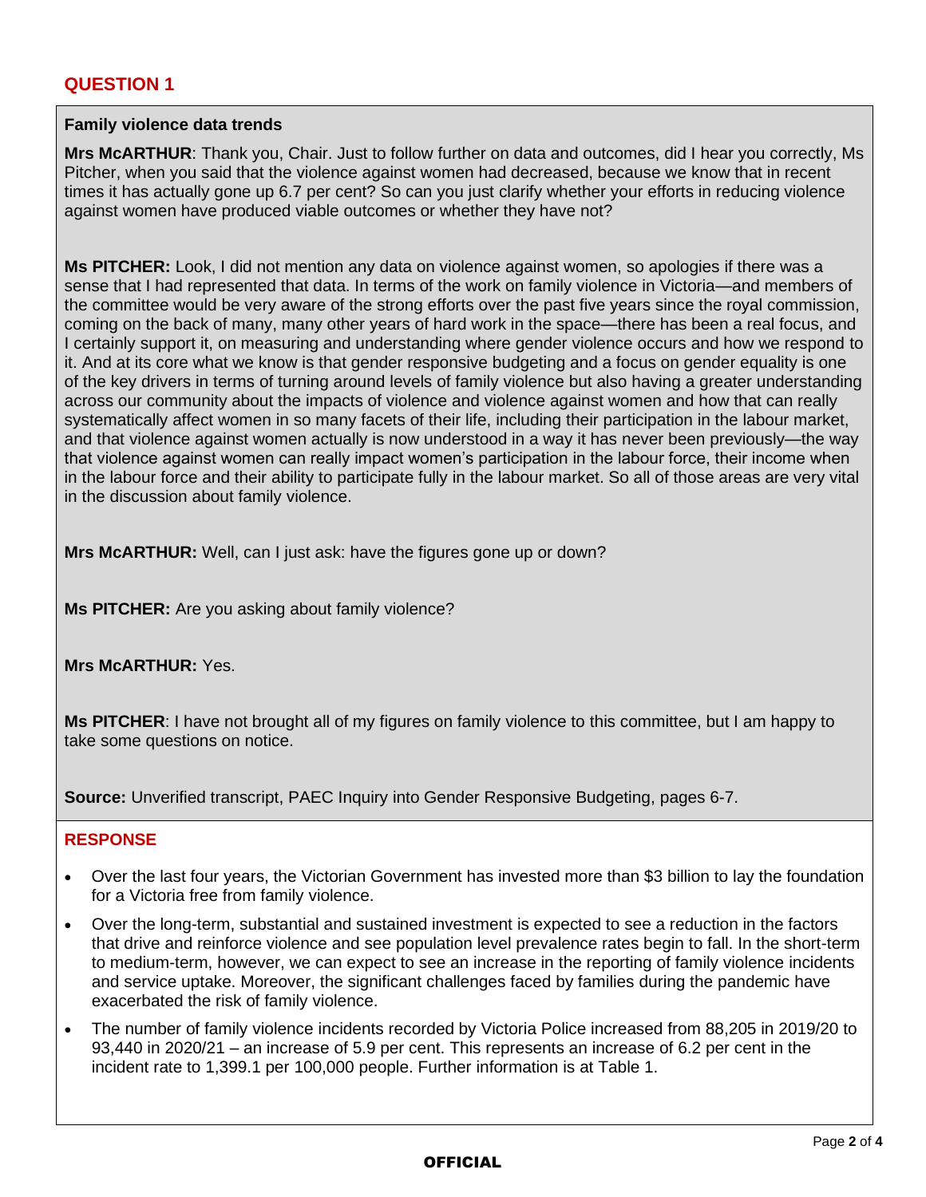## QUESTION 1

**Family violence data trends**

**Mrs McARTHUR**: Thank you, Chair. Just to follow further on data and outcomes, did I hear you correctly, Ms Pitcher, when you said that the violence against women had decreased, because we know that in recent times it has actually gone up 6.7 per cent? So can you just clarify whether your efforts in reducing violence against women have produced viable outcomes or whether they have not?

**Ms PITCHER:** Look, I did not mention any data on violence against women, so apologies if there was a sense that I had represented that data. In terms of the work on family violence in Victoria—and members of the committee would be very aware of the strong efforts over the past five years since the royal commission, coming on the back of many, many other years of hard work in the space—there has been a real focus, and I certainly support it, on measuring and understanding where gender violence occurs and how we respond to it. And at its core what we know is that gender responsive budgeting and a focus on gender equality is one of the key drivers in terms of turning around levels of family violence but also having a greater understanding across our community about the impacts of violence and violence against women and how that can really systematically affect women in so many facets of their life, including their participation in the labour market, and that violence against women actually is now understood in a way it has never been previously—the way that violence against women can really impact women's participation in the labour force, their income when in the labour force and their ability to participate fully in the labour market. So all of those areas are very vital in the discussion about family violence.

**Mrs McARTHUR:** Well, can I just ask: have the figures gone up or down?

**Ms PITCHER:** Are you asking about family violence?

**Mrs McARTHUR:** Yes.

**Ms PITCHER**: I have not brought all of my figures on family violence to this committee, but I am happy to take some questions on notice.

**Source:** Unverified transcript, PAEC Inquiry into Gender Responsive Budgeting, pages 6-7.

## RESPONSE

- Over the last four years, the Victorian Government has invested more than $3 billion to lay the foundation for a Victoria free from family violence.
- Over the long-term, substantial and sustained investment is expected to see a reduction in the factors that drive and reinforce violence and see population level prevalence rates begin to fall. In the short-term to medium-term, however, we can expect to see an increase in the reporting of family violence incidents and service uptake. Moreover, the significant challenges faced by families during the pandemic have exacerbated the risk of family violence.
- The number of family violence incidents recorded by Victoria Police increased from 88,205 in 2019/20 to 93,440 in 2020/21 – an increase of 5.9 per cent. This represents an increase of 6.2 per cent in the incident rate to 1,399.1 per 100,000 people. Further information is at Table 1.

OFFICIAL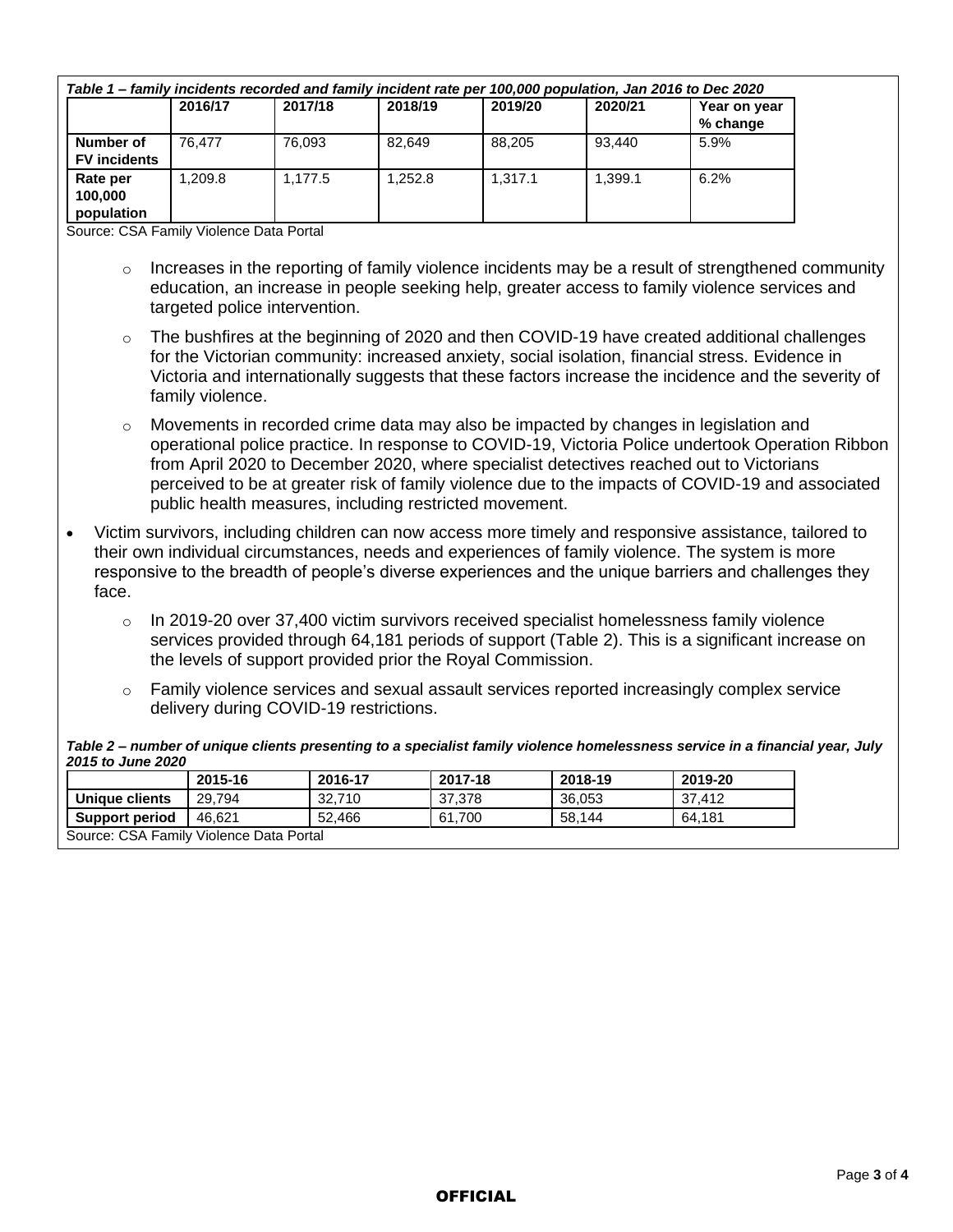*Table 1 – family incidents recorded and family incident rate per 100,000 population, Jan 2016 to Dec 2020*

| | 2016/17 | 2017/18 | 2018/19 | 2019/20 | 2020/21 | Year on year % change |
|---|---|---|---|---|---|---|
| **Number of FV incidents** | 76,477 | 76,093 | 82,649 | 88,205 | 93,440 | 5.9% |
| **Rate per 100,000 population** | 1,209.8 | 1,177.5 | 1,252.8 | 1,317.1 | 1,399.1 | 6.2% |

Source: CSA Family Violence Data Portal

- Increases in the reporting of family violence incidents may be a result of strengthened community education, an increase in people seeking help, greater access to family violence services and targeted police intervention.
- The bushfires at the beginning of 2020 and then COVID-19 have created additional challenges for the Victorian community: increased anxiety, social isolation, financial stress. Evidence in Victoria and internationally suggests that these factors increase the incidence and the severity of family violence.
- Movements in recorded crime data may also be impacted by changes in legislation and operational police practice. In response to COVID-19, Victoria Police undertook Operation Ribbon from April 2020 to December 2020, where specialist detectives reached out to Victorians perceived to be at greater risk of family violence due to the impacts of COVID-19 and associated public health measures, including restricted movement.

- Victim survivors, including children can now access more timely and responsive assistance, tailored to their own individual circumstances, needs and experiences of family violence. The system is more responsive to the breadth of people's diverse experiences and the unique barriers and challenges they face.
  - In 2019-20 over 37,400 victim survivors received specialist homelessness family violence services provided through 64,181 periods of support (Table 2). This is a significant increase on the levels of support provided prior the Royal Commission.
  - Family violence services and sexual assault services reported increasingly complex service delivery during COVID-19 restrictions.

***Table 2 – number of unique clients presenting to a specialist family violence homelessness service in a financial year, July 2015 to June 2020***

| | 2015-16 | 2016-17 | 2017-18 | 2018-19 | 2019-20 |
|---|---|---|---|---|---|
| **Unique clients** | 29,794 | 32,710 | 37,378 | 36,053 | 37,412 |
| **Support period** | 46,621 | 52,466 | 61,700 | 58,144 | 64,181 |

Source: CSA Family Violence Data Portal

OFFICIAL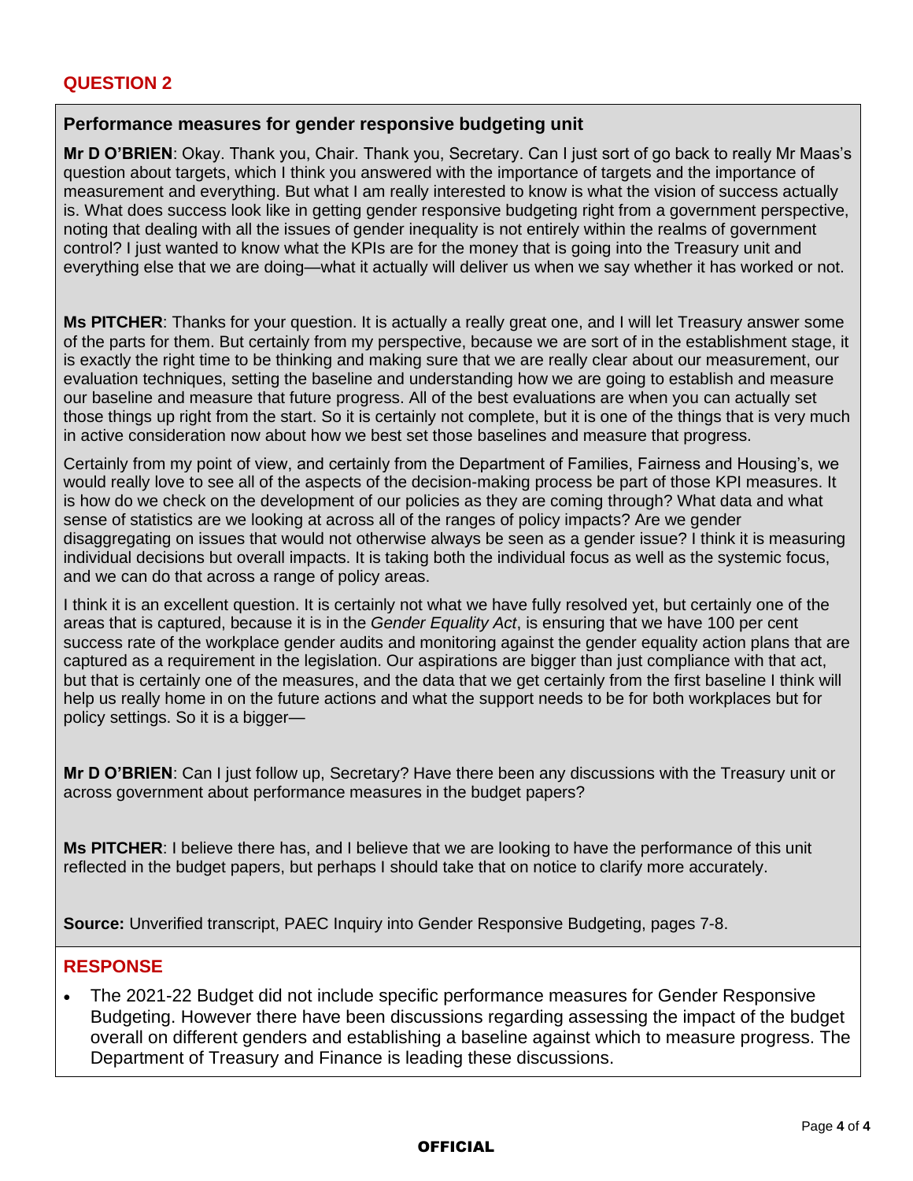## QUESTION 2

### Performance measures for gender responsive budgeting unit

**Mr D O'BRIEN**: Okay. Thank you, Chair. Thank you, Secretary. Can I just sort of go back to really Mr Maas's question about targets, which I think you answered with the importance of targets and the importance of measurement and everything. But what I am really interested to know is what the vision of success actually is. What does success look like in getting gender responsive budgeting right from a government perspective, noting that dealing with all the issues of gender inequality is not entirely within the realms of government control? I just wanted to know what the KPIs are for the money that is going into the Treasury unit and everything else that we are doing—what it actually will deliver us when we say whether it has worked or not.

**Ms PITCHER**: Thanks for your question. It is actually a really great one, and I will let Treasury answer some of the parts for them. But certainly from my perspective, because we are sort of in the establishment stage, it is exactly the right time to be thinking and making sure that we are really clear about our measurement, our evaluation techniques, setting the baseline and understanding how we are going to establish and measure our baseline and measure that future progress. All of the best evaluations are when you can actually set those things up right from the start. So it is certainly not complete, but it is one of the things that is very much in active consideration now about how we best set those baselines and measure that progress.

Certainly from my point of view, and certainly from the Department of Families, Fairness and Housing's, we would really love to see all of the aspects of the decision-making process be part of those KPI measures. It is how do we check on the development of our policies as they are coming through? What data and what sense of statistics are we looking at across all of the ranges of policy impacts? Are we gender disaggregating on issues that would not otherwise always be seen as a gender issue? I think it is measuring individual decisions but overall impacts. It is taking both the individual focus as well as the systemic focus, and we can do that across a range of policy areas.

I think it is an excellent question. It is certainly not what we have fully resolved yet, but certainly one of the areas that is captured, because it is in the *Gender Equality Act*, is ensuring that we have 100 per cent success rate of the workplace gender audits and monitoring against the gender equality action plans that are captured as a requirement in the legislation. Our aspirations are bigger than just compliance with that act, but that is certainly one of the measures, and the data that we get certainly from the first baseline I think will help us really home in on the future actions and what the support needs to be for both workplaces but for policy settings. So it is a bigger—

**Mr D O'BRIEN**: Can I just follow up, Secretary? Have there been any discussions with the Treasury unit or across government about performance measures in the budget papers?

**Ms PITCHER**: I believe there has, and I believe that we are looking to have the performance of this unit reflected in the budget papers, but perhaps I should take that on notice to clarify more accurately.

**Source:** Unverified transcript, PAEC Inquiry into Gender Responsive Budgeting, pages 7-8.

## RESPONSE

- The 2021-22 Budget did not include specific performance measures for Gender Responsive Budgeting. However there have been discussions regarding assessing the impact of the budget overall on different genders and establishing a baseline against which to measure progress. The Department of Treasury and Finance is leading these discussions.